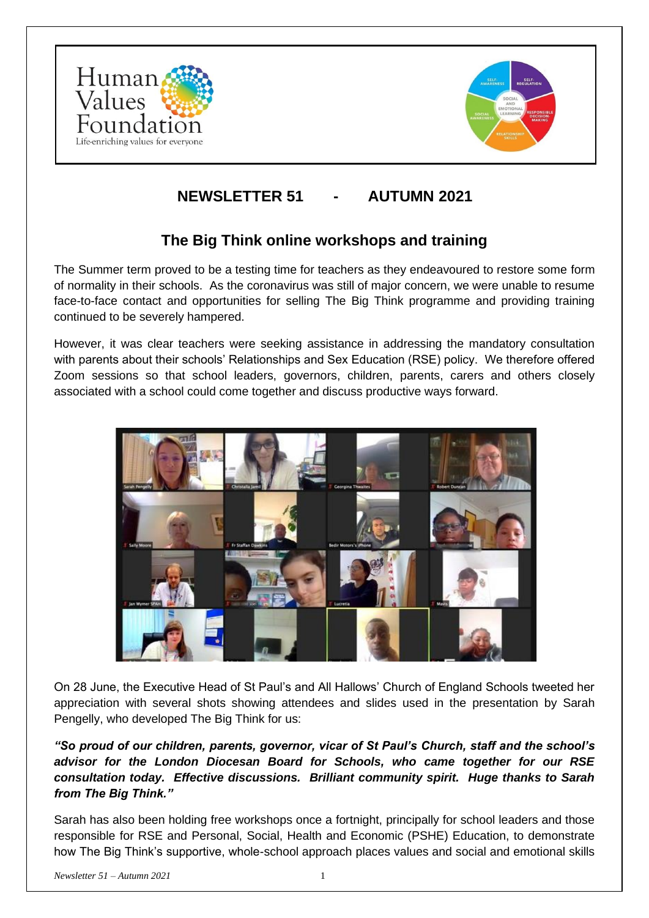# NEWSLETTER 51 - AUTUMN 2021

## The Big Think online workshops and training

The Summer term proved to be a testing time for teachers as they endeavoured to restore some form of normality in their schools. As the coronavirus was still of major concern, we were unable to resume face-to-face contact and opportunities for selling The Big Think programme and providing training continued to be severely hampered.

However, it was clear teachers were seeking assistance in addressing the mandatory consultation with parents about their schools' Relationships and Sex Education (RSE) policy. We therefore offered Zoom sessions so that school leaders, governors, children, parents, carers and others closely associated with a school could come together and discuss productive ways forward.

On 28 June, the Executive Head of St Paul's and All Hallows' Church of England Schools tweeted her appreciation with several shots showing attendees and slides used in the presentation by Sarah Pengelly, who developed The Big Think for us:

***"So proud of our children, parents, governor, vicar of St Paul's Church, staff and the school's advisor for the London Diocesan Board for Schools, who came together for our RSE consultation today. Effective discussions. Brilliant community spirit. Huge thanks to Sarah from The Big Think."***

Sarah has also been holding free workshops once a fortnight, principally for school leaders and those responsible for RSE and Personal, Social, Health and Economic (PSHE) Education, to demonstrate how The Big Think's supportive, whole-school approach places values and social and emotional skills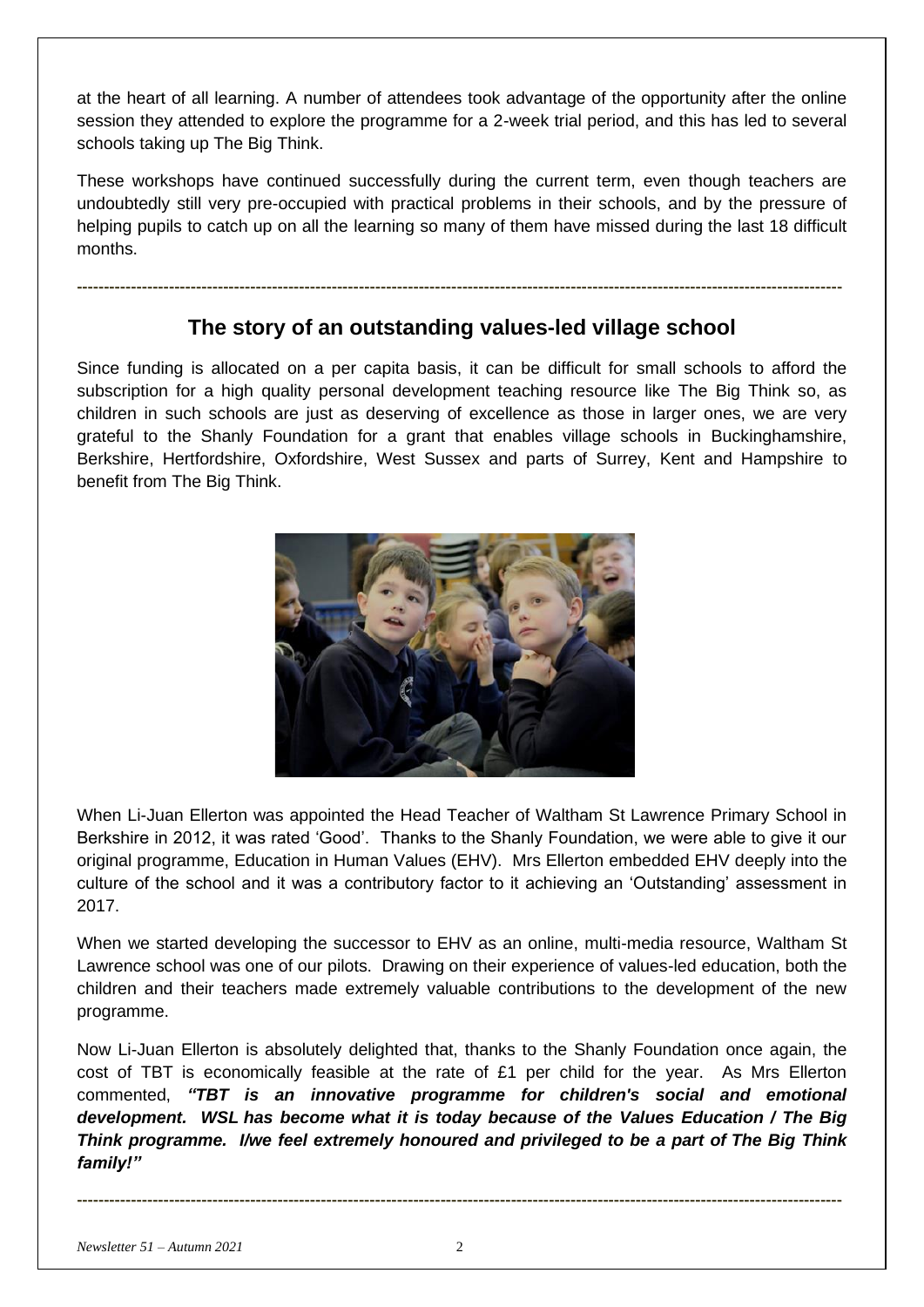at the heart of all learning. A number of attendees took advantage of the opportunity after the online session they attended to explore the programme for a 2-week trial period, and this has led to several schools taking up The Big Think.

These workshops have continued successfully during the current term, even though teachers are undoubtedly still very pre-occupied with practical problems in their schools, and by the pressure of helping pupils to catch up on all the learning so many of them have missed during the last 18 difficult months.

---

## The story of an outstanding values-led village school

Since funding is allocated on a per capita basis, it can be difficult for small schools to afford the subscription for a high quality personal development teaching resource like The Big Think so, as children in such schools are just as deserving of excellence as those in larger ones, we are very grateful to the Shanly Foundation for a grant that enables village schools in Buckinghamshire, Berkshire, Hertfordshire, Oxfordshire, West Sussex and parts of Surrey, Kent and Hampshire to benefit from The Big Think.

When Li-Juan Ellerton was appointed the Head Teacher of Waltham St Lawrence Primary School in Berkshire in 2012, it was rated 'Good'. Thanks to the Shanly Foundation, we were able to give it our original programme, Education in Human Values (EHV). Mrs Ellerton embedded EHV deeply into the culture of the school and it was a contributory factor to it achieving an 'Outstanding' assessment in 2017.

When we started developing the successor to EHV as an online, multi-media resource, Waltham St Lawrence school was one of our pilots. Drawing on their experience of values-led education, both the children and their teachers made extremely valuable contributions to the development of the new programme.

Now Li-Juan Ellerton is absolutely delighted that, thanks to the Shanly Foundation once again, the cost of TBT is economically feasible at the rate of £1 per child for the year. As Mrs Ellerton commented, ***"TBT is an innovative programme for children's social and emotional development. WSL has become what it is today because of the Values Education / The Big Think programme. I/we feel extremely honoured and privileged to be a part of The Big Think family!"***

---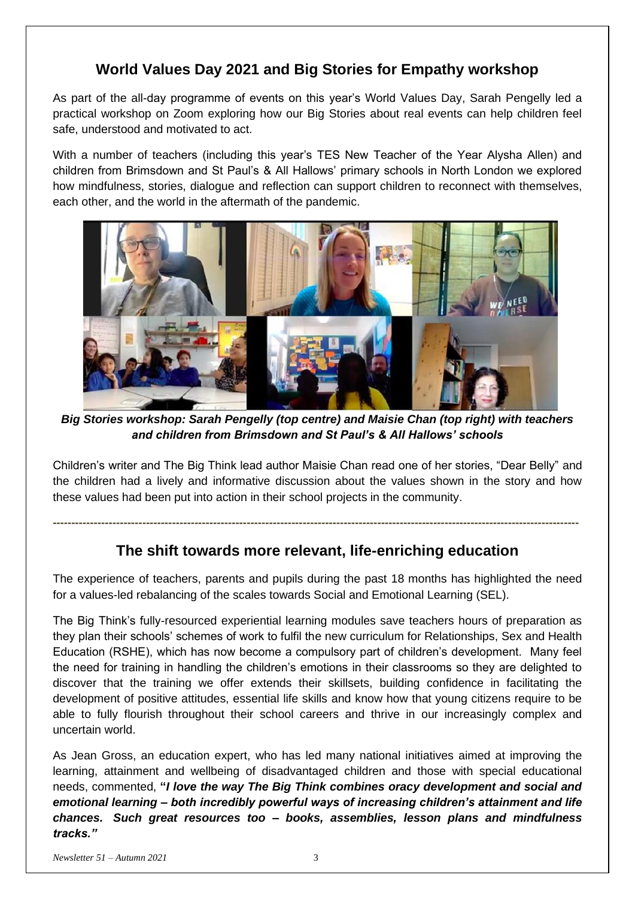## World Values Day 2021 and Big Stories for Empathy workshop

As part of the all-day programme of events on this year's World Values Day, Sarah Pengelly led a practical workshop on Zoom exploring how our Big Stories about real events can help children feel safe, understood and motivated to act.

With a number of teachers (including this year's TES New Teacher of the Year Alysha Allen) and children from Brimsdown and St Paul's & All Hallows' primary schools in North London we explored how mindfulness, stories, dialogue and reflection can support children to reconnect with themselves, each other, and the world in the aftermath of the pandemic.

***Big Stories workshop: Sarah Pengelly (top centre) and Maisie Chan (top right) with teachers and children from Brimsdown and St Paul's & All Hallows' schools***

Children's writer and The Big Think lead author Maisie Chan read one of her stories, "Dear Belly" and the children had a lively and informative discussion about the values shown in the story and how these values had been put into action in their school projects in the community.

---

## The shift towards more relevant, life-enriching education

The experience of teachers, parents and pupils during the past 18 months has highlighted the need for a values-led rebalancing of the scales towards Social and Emotional Learning (SEL).

The Big Think's fully-resourced experiential learning modules save teachers hours of preparation as they plan their schools' schemes of work to fulfil the new curriculum for Relationships, Sex and Health Education (RSHE), which has now become a compulsory part of children's development. Many feel the need for training in handling the children's emotions in their classrooms so they are delighted to discover that the training we offer extends their skillsets, building confidence in facilitating the development of positive attitudes, essential life skills and know how that young citizens require to be able to fully flourish throughout their school careers and thrive in our increasingly complex and uncertain world.

As Jean Gross, an education expert, who has led many national initiatives aimed at improving the learning, attainment and wellbeing of disadvantaged children and those with special educational needs, commented, **"*I love the way The Big Think combines oracy development and social and emotional learning – both incredibly powerful ways of increasing children's attainment and life chances. Such great resources too – books, assemblies, lesson plans and mindfulness tracks."***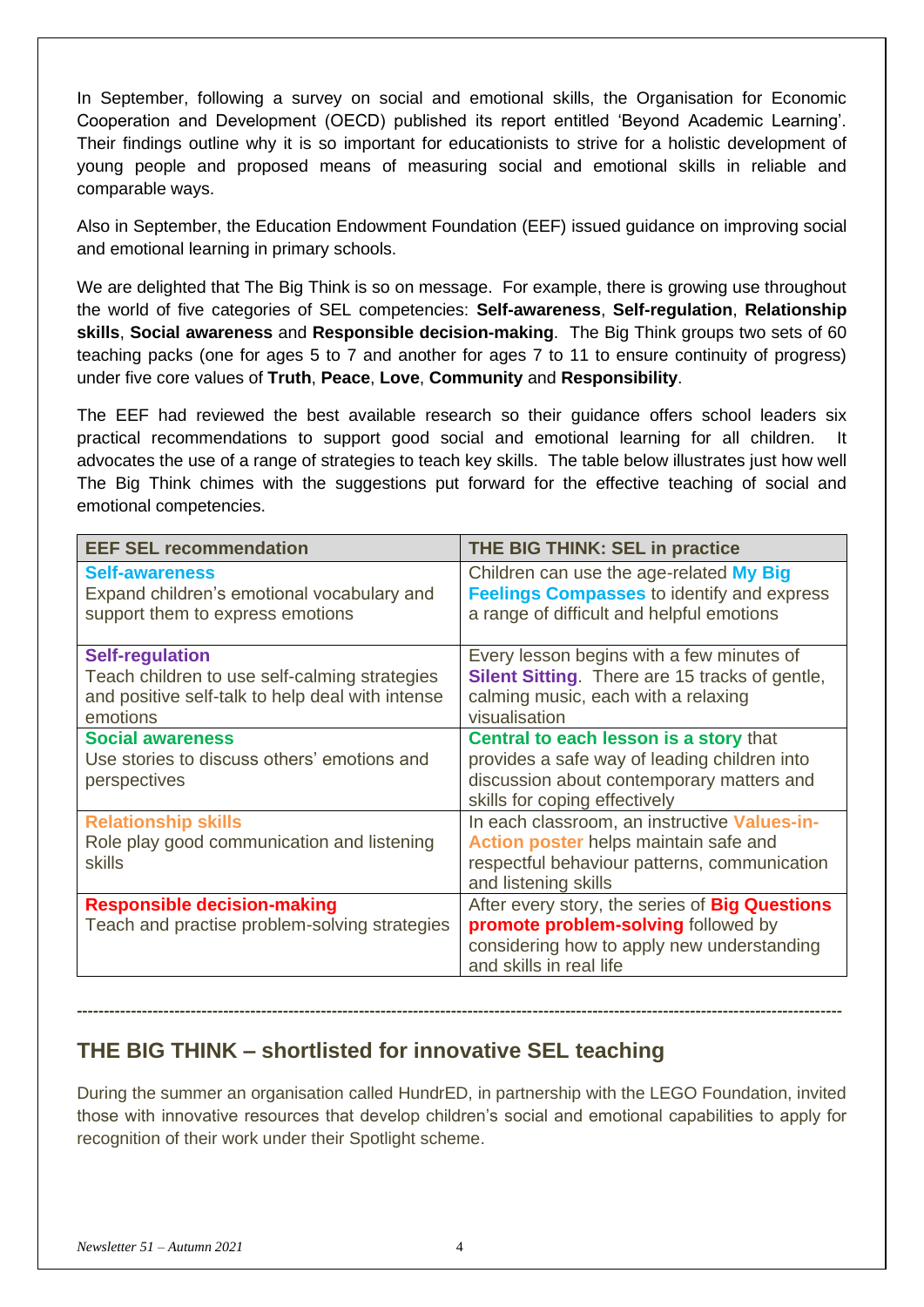In September, following a survey on social and emotional skills, the Organisation for Economic Cooperation and Development (OECD) published its report entitled 'Beyond Academic Learning'. Their findings outline why it is so important for educationists to strive for a holistic development of young people and proposed means of measuring social and emotional skills in reliable and comparable ways.

Also in September, the Education Endowment Foundation (EEF) issued guidance on improving social and emotional learning in primary schools.

We are delighted that The Big Think is so on message. For example, there is growing use throughout the world of five categories of SEL competencies: **Self-awareness**, **Self-regulation**, **Relationship skills**, **Social awareness** and **Responsible decision-making**. The Big Think groups two sets of 60 teaching packs (one for ages 5 to 7 and another for ages 7 to 11 to ensure continuity of progress) under five core values of **Truth**, **Peace**, **Love**, **Community** and **Responsibility**.

The EEF had reviewed the best available research so their guidance offers school leaders six practical recommendations to support good social and emotional learning for all children. It advocates the use of a range of strategies to teach key skills. The table below illustrates just how well The Big Think chimes with the suggestions put forward for the effective teaching of social and emotional competencies.

| EEF SEL recommendation | THE BIG THINK: SEL in practice |
|---|---|
| **Self-awareness**<br>Expand children's emotional vocabulary and support them to express emotions | Children can use the age-related **My Big Feelings Compasses** to identify and express a range of difficult and helpful emotions |
| **Self-regulation**<br>Teach children to use self-calming strategies and positive self-talk to help deal with intense emotions | Every lesson begins with a few minutes of **Silent Sitting**. There are 15 tracks of gentle, calming music, each with a relaxing visualisation |
| **Social awareness**<br>Use stories to discuss others' emotions and perspectives | **Central to each lesson is a story** that provides a safe way of leading children into discussion about contemporary matters and skills for coping effectively |
| **Relationship skills**<br>Role play good communication and listening skills | In each classroom, an instructive **Values-in-Action poster** helps maintain safe and respectful behaviour patterns, communication and listening skills |
| **Responsible decision-making**<br>Teach and practise problem-solving strategies | After every story, the series of **Big Questions promote problem-solving** followed by considering how to apply new understanding and skills in real life |

---

## THE BIG THINK – shortlisted for innovative SEL teaching

During the summer an organisation called HundrED, in partnership with the LEGO Foundation, invited those with innovative resources that develop children's social and emotional capabilities to apply for recognition of their work under their Spotlight scheme.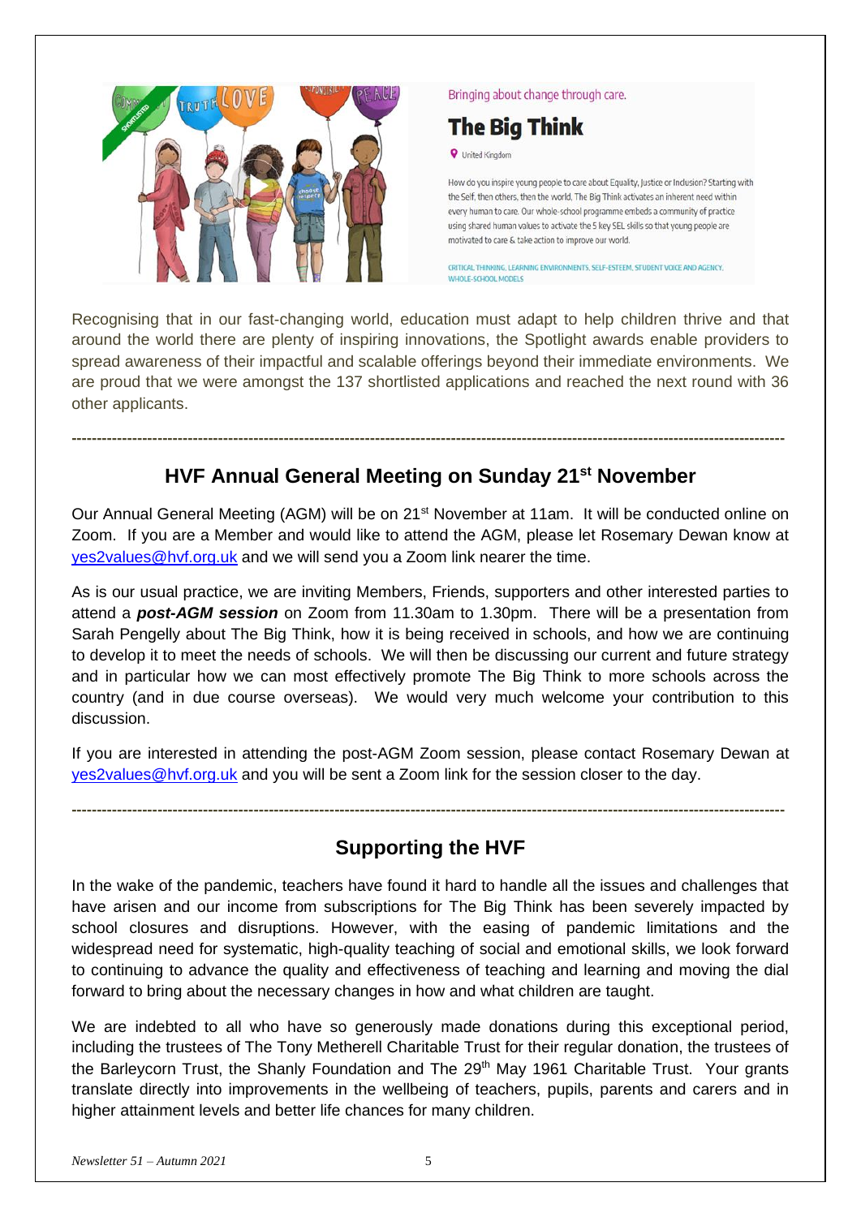Bringing about change through care.

## The Big Think

United Kingdom

How do you inspire young people to care about Equality, Justice or Inclusion? Starting with the Self, then others, then the world. The Big Think activates an inherent need within every human to care. Our whole-school programme embeds a community of practice using shared human values to activate the 5 key SEL skills so that young people are motivated to care & take action to improve our world.

CRITICAL THINKING, LEARNING ENVIRONMENTS, SELF-ESTEEM, STUDENT VOICE AND AGENCY, WHOLE-SCHOOL MODELS

Recognising that in our fast-changing world, education must adapt to help children thrive and that around the world there are plenty of inspiring innovations, the Spotlight awards enable providers to spread awareness of their impactful and scalable offerings beyond their immediate environments. We are proud that we were amongst the 137 shortlisted applications and reached the next round with 36 other applicants.

---

## HVF Annual General Meeting on Sunday 21st November

Our Annual General Meeting (AGM) will be on 21st November at 11am. It will be conducted online on Zoom. If you are a Member and would like to attend the AGM, please let Rosemary Dewan know at yes2values@hvf.org.uk and we will send you a Zoom link nearer the time.

As is our usual practice, we are inviting Members, Friends, supporters and other interested parties to attend a ***post-AGM session*** on Zoom from 11.30am to 1.30pm. There will be a presentation from Sarah Pengelly about The Big Think, how it is being received in schools, and how we are continuing to develop it to meet the needs of schools. We will then be discussing our current and future strategy and in particular how we can most effectively promote The Big Think to more schools across the country (and in due course overseas). We would very much welcome your contribution to this discussion.

If you are interested in attending the post-AGM Zoom session, please contact Rosemary Dewan at yes2values@hvf.org.uk and you will be sent a Zoom link for the session closer to the day.

---

## Supporting the HVF

In the wake of the pandemic, teachers have found it hard to handle all the issues and challenges that have arisen and our income from subscriptions for The Big Think has been severely impacted by school closures and disruptions. However, with the easing of pandemic limitations and the widespread need for systematic, high-quality teaching of social and emotional skills, we look forward to continuing to advance the quality and effectiveness of teaching and learning and moving the dial forward to bring about the necessary changes in how and what children are taught.

We are indebted to all who have so generously made donations during this exceptional period, including the trustees of The Tony Metherell Charitable Trust for their regular donation, the trustees of the Barleycorn Trust, the Shanly Foundation and The 29th May 1961 Charitable Trust. Your grants translate directly into improvements in the wellbeing of teachers, pupils, parents and carers and in higher attainment levels and better life chances for many children.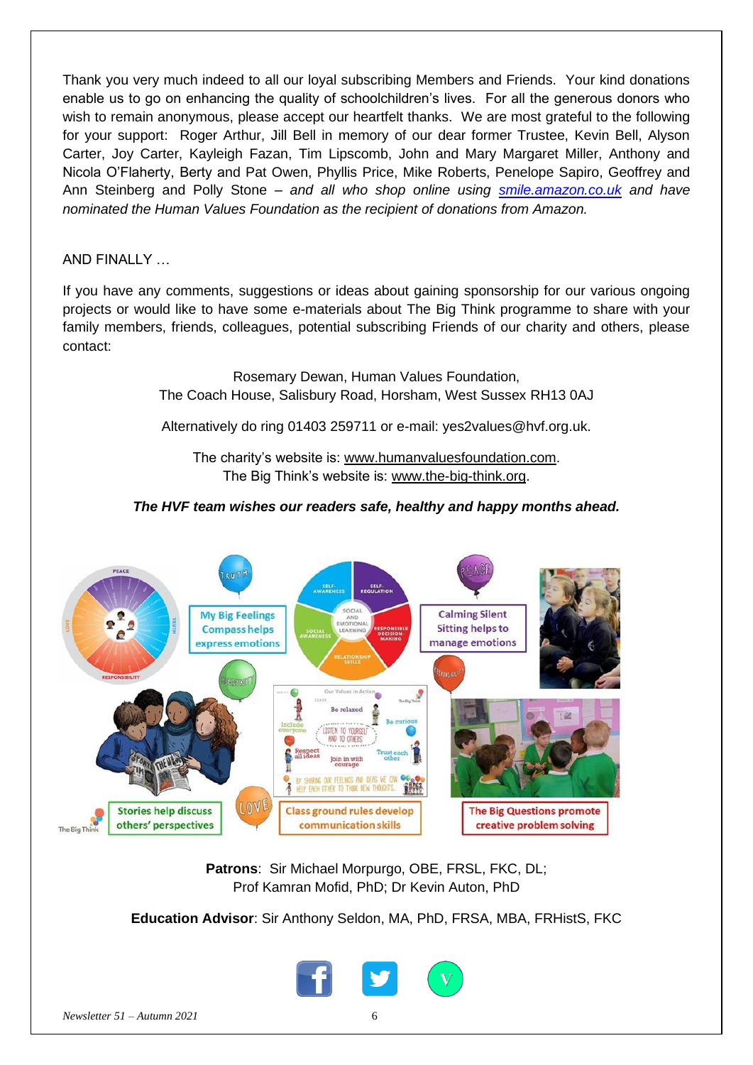Thank you very much indeed to all our loyal subscribing Members and Friends. Your kind donations enable us to go on enhancing the quality of schoolchildren's lives. For all the generous donors who wish to remain anonymous, please accept our heartfelt thanks. We are most grateful to the following for your support: Roger Arthur, Jill Bell in memory of our dear former Trustee, Kevin Bell, Alyson Carter, Joy Carter, Kayleigh Fazan, Tim Lipscomb, John and Mary Margaret Miller, Anthony and Nicola O'Flaherty, Berty and Pat Owen, Phyllis Price, Mike Roberts, Penelope Sapiro, Geoffrey and Ann Steinberg and Polly Stone – *and all who shop online using [smile.amazon.co.uk](smile.amazon.co.uk) and have nominated the Human Values Foundation as the recipient of donations from Amazon.*

AND FINALLY …

If you have any comments, suggestions or ideas about gaining sponsorship for our various ongoing projects or would like to have some e-materials about The Big Think programme to share with your family members, friends, colleagues, potential subscribing Friends of our charity and others, please contact:

Rosemary Dewan, Human Values Foundation,
The Coach House, Salisbury Road, Horsham, West Sussex RH13 0AJ

Alternatively do ring 01403 259711 or e-mail: yes2values@hvf.org.uk.

The charity's website is: www.humanvaluesfoundation.com.
The Big Think's website is: www.the-big-think.org.

***The HVF team wishes our readers safe, healthy and happy months ahead.***

My Big Feelings Compass helps express emotions

Calming Silent Sitting helps to manage emotions

Stories help discuss others' perspectives

Class ground rules develop communication skills

The Big Questions promote creative problem solving

**Patrons**: Sir Michael Morpurgo, OBE, FRSL, FKC, DL;
Prof Kamran Mofid, PhD; Dr Kevin Auton, PhD

**Education Advisor**: Sir Anthony Seldon, MA, PhD, FRSA, MBA, FRHistS, FKC